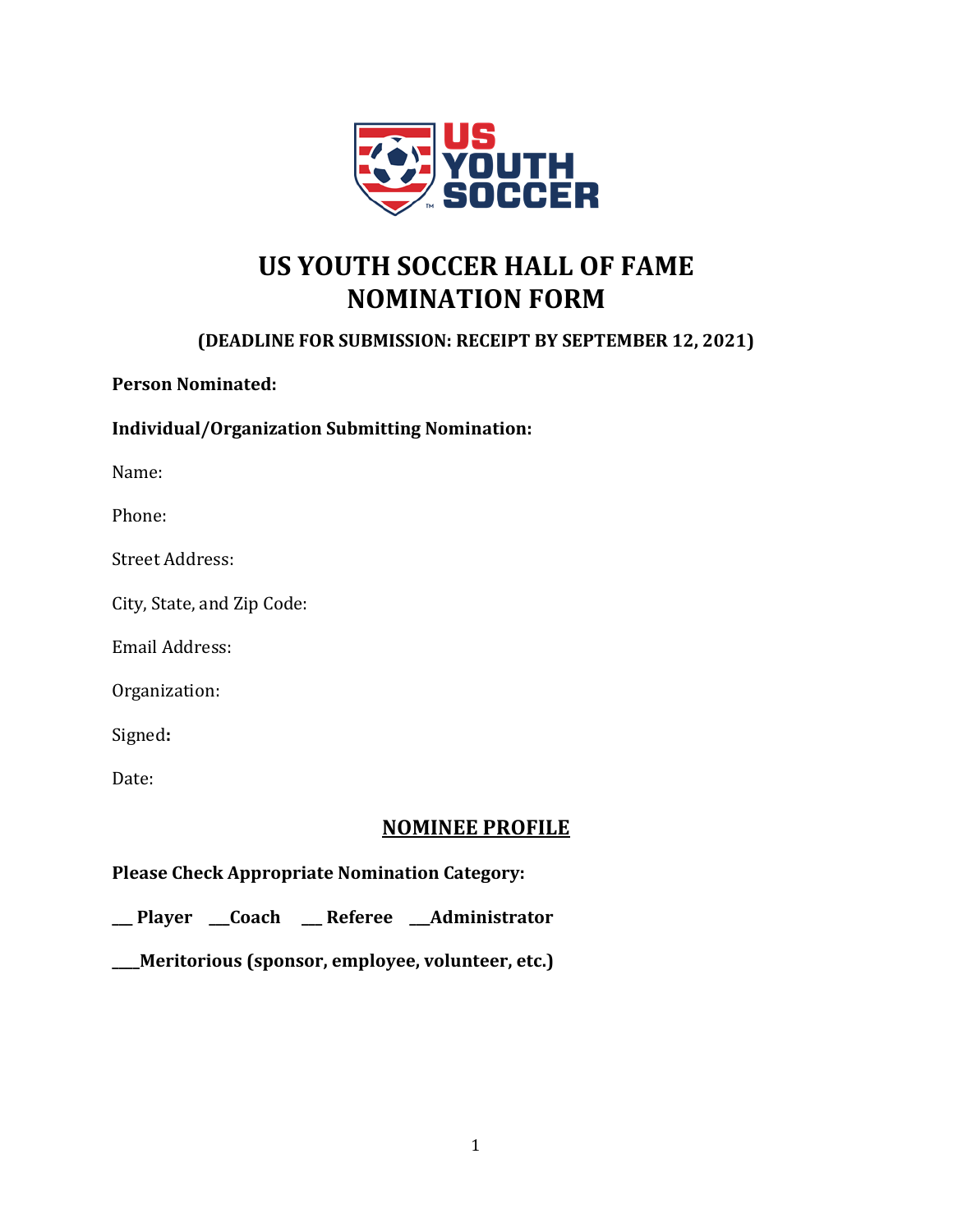# US YOUTH SOCCER HALL OF FAME
# NOMINATION FORM

**(DEADLINE FOR SUBMISSION: RECEIPT BY SEPTEMBER 12, 2021)**

**Person Nominated:**

**Individual/Organization Submitting Nomination:**

Name:

Phone:

Street Address:

City, State, and Zip Code:

Email Address:

Organization:

Signed**:**

Date:

## NOMINEE PROFILE

**Please Check Appropriate Nomination Category:**

**___ Player ___Coach ___ Referee ___Administrator**

**____Meritorious (sponsor, employee, volunteer, etc.)**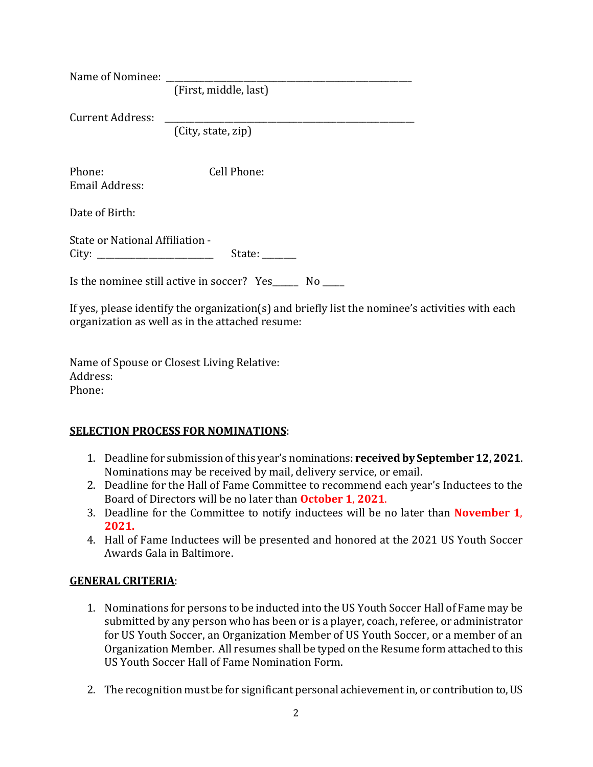Name of Nominee: _______________________________________________________
(First, middle, last)

Current Address: _______________________________________________________
(City, state, zip)

Phone: Cell Phone:
Email Address:

Date of Birth:

State or National Affiliation -
City: _________________________ State: ________

Is the nominee still active in soccer? Yes______ No _____

If yes, please identify the organization(s) and briefly list the nominee's activities with each organization as well as in the attached resume:

Name of Spouse or Closest Living Relative:
Address:
Phone:

**SELECTION PROCESS FOR NOMINATIONS**:

1. Deadline for submission of this year's nominations: **received by September 12, 2021**. Nominations may be received by mail, delivery service, or email.
2. Deadline for the Hall of Fame Committee to recommend each year's Inductees to the Board of Directors will be no later than **October 1, 2021.**
3. Deadline for the Committee to notify inductees will be no later than **November 1, 2021.**
4. Hall of Fame Inductees will be presented and honored at the 2021 US Youth Soccer Awards Gala in Baltimore.

**GENERAL CRITERIA**:

1. Nominations for persons to be inducted into the US Youth Soccer Hall of Fame may be submitted by any person who has been or is a player, coach, referee, or administrator for US Youth Soccer, an Organization Member of US Youth Soccer, or a member of an Organization Member. All resumes shall be typed on the Resume form attached to this US Youth Soccer Hall of Fame Nomination Form.

2. The recognition must be for significant personal achievement in, or contribution to, US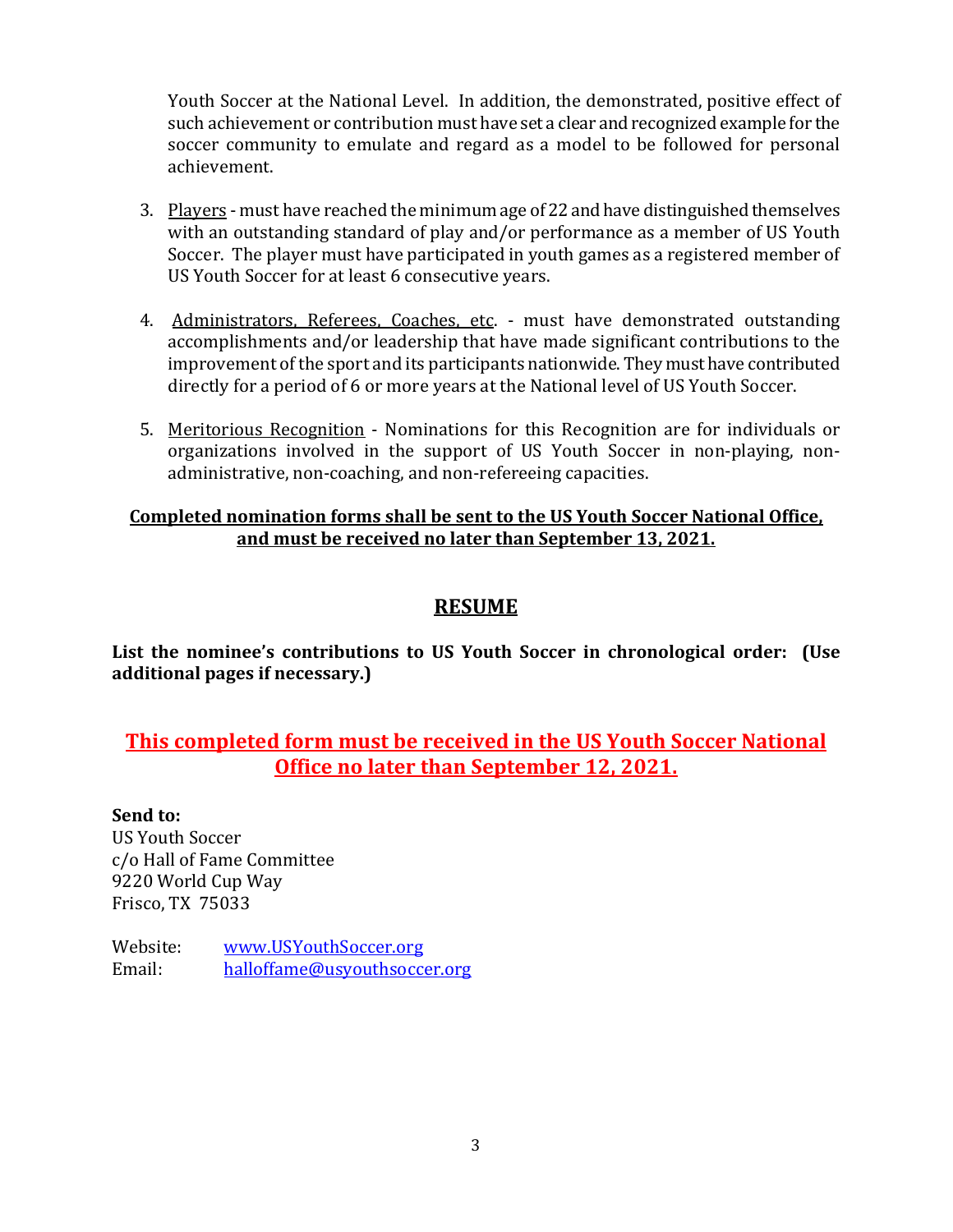Youth Soccer at the National Level. In addition, the demonstrated, positive effect of such achievement or contribution must have set a clear and recognized example for the soccer community to emulate and regard as a model to be followed for personal achievement.

3. Players - must have reached the minimum age of 22 and have distinguished themselves with an outstanding standard of play and/or performance as a member of US Youth Soccer. The player must have participated in youth games as a registered member of US Youth Soccer for at least 6 consecutive years.

4. Administrators, Referees, Coaches, etc. - must have demonstrated outstanding accomplishments and/or leadership that have made significant contributions to the improvement of the sport and its participants nationwide. They must have contributed directly for a period of 6 or more years at the National level of US Youth Soccer.

5. Meritorious Recognition - Nominations for this Recognition are for individuals or organizations involved in the support of US Youth Soccer in non-playing, non-administrative, non-coaching, and non-refereeing capacities.

**Completed nomination forms shall be sent to the US Youth Soccer National Office, and must be received no later than September 13, 2021.**

## RESUME

**List the nominee's contributions to US Youth Soccer in chronological order: (Use additional pages if necessary.)**

**This completed form must be received in the US Youth Soccer National Office no later than September 12, 2021.**

**Send to:**
US Youth Soccer
c/o Hall of Fame Committee
9220 World Cup Way
Frisco, TX 75033

Website: www.USYouthSoccer.org
Email: halloffame@usyouthsoccer.org